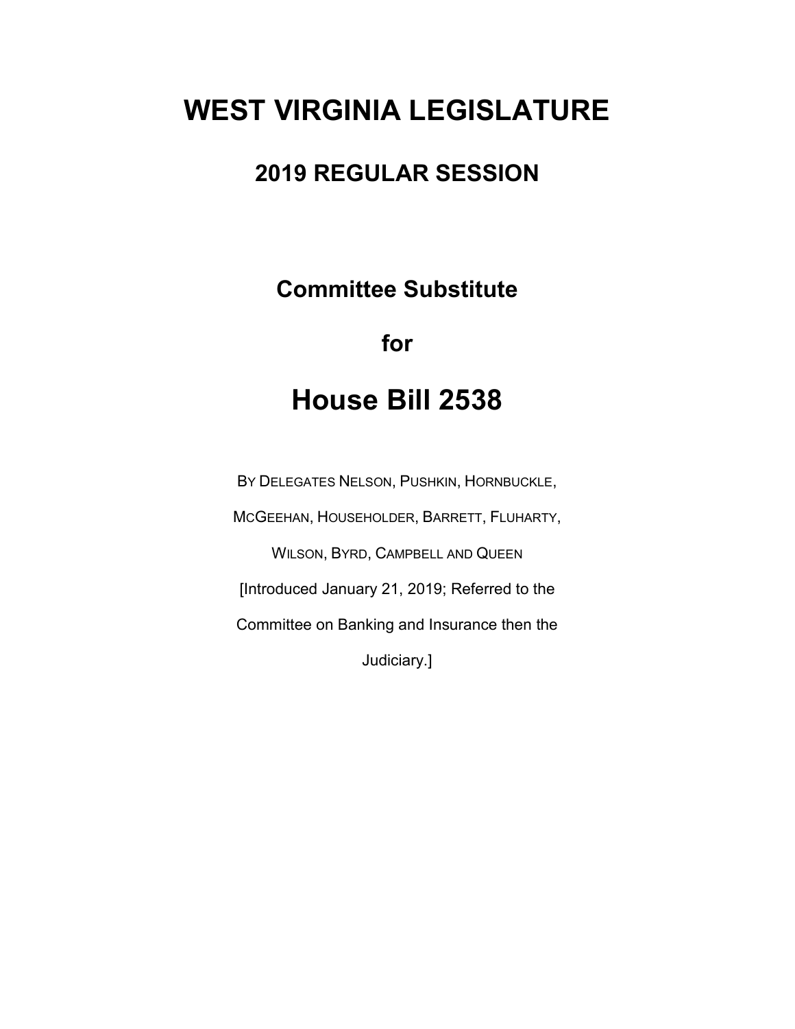# WEST VIRGINIA LEGISLATURE

## 2019 REGULAR SESSION

### Committee Substitute

### for

# House Bill 2538

BY DELEGATES NELSON, PUSHKIN, HORNBUCKLE, MCGEEHAN, HOUSEHOLDER, BARRETT, FLUHARTY, WILSON, BYRD, CAMPBELL AND QUEEN

[Introduced January 21, 2019; Referred to the Committee on Banking and Insurance then the Judiciary.]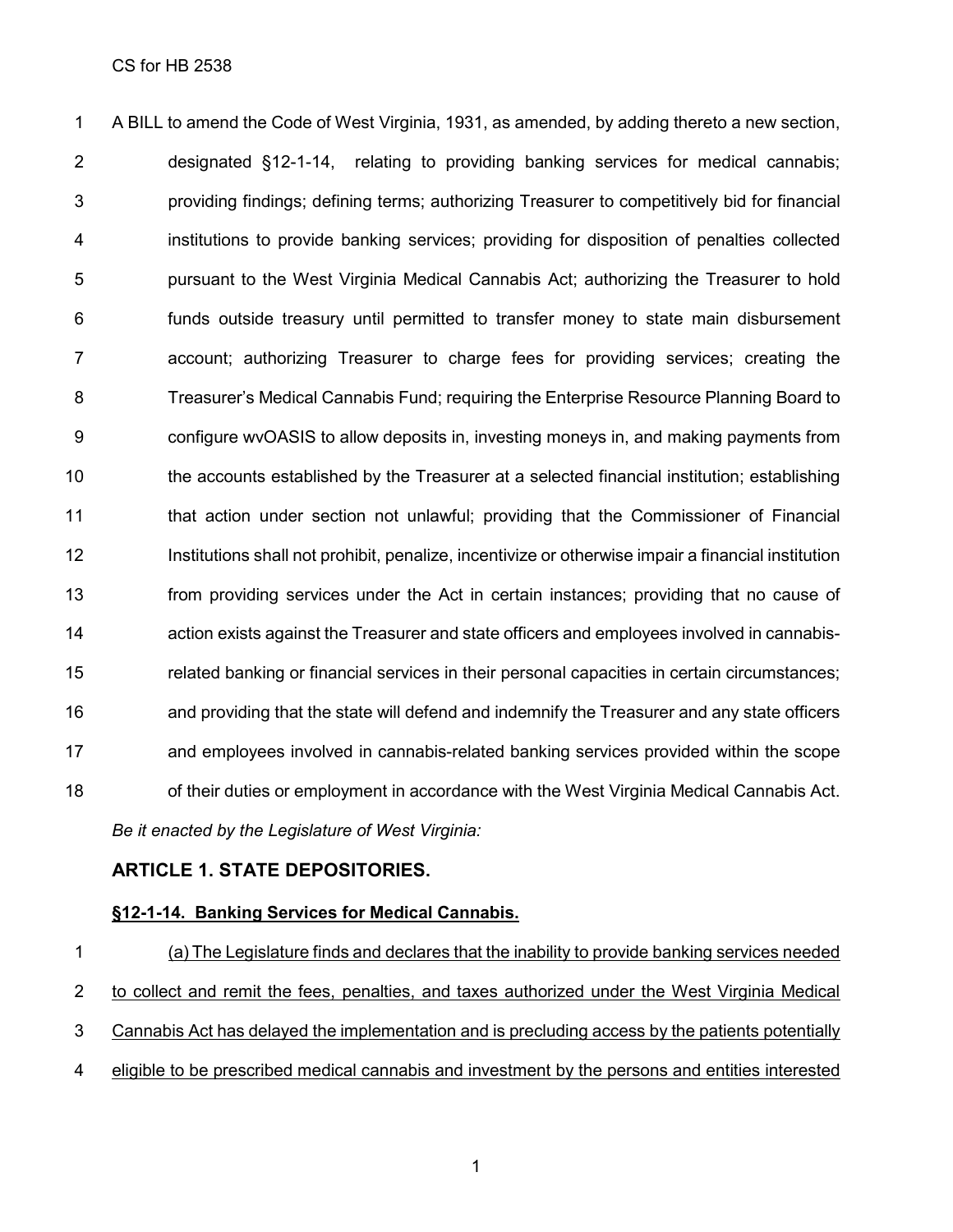A BILL to amend the Code of West Virginia, 1931, as amended, by adding thereto a new section, designated §12-1-14, relating to providing banking services for medical cannabis; providing findings; defining terms; authorizing Treasurer to competitively bid for financial institutions to provide banking services; providing for disposition of penalties collected pursuant to the West Virginia Medical Cannabis Act; authorizing the Treasurer to hold funds outside treasury until permitted to transfer money to state main disbursement account; authorizing Treasurer to charge fees for providing services; creating the Treasurer's Medical Cannabis Fund; requiring the Enterprise Resource Planning Board to configure wvOASIS to allow deposits in, investing moneys in, and making payments from the accounts established by the Treasurer at a selected financial institution; establishing that action under section not unlawful; providing that the Commissioner of Financial Institutions shall not prohibit, penalize, incentivize or otherwise impair a financial institution from providing services under the Act in certain instances; providing that no cause of action exists against the Treasurer and state officers and employees involved in cannabis-related banking or financial services in their personal capacities in certain circumstances; and providing that the state will defend and indemnify the Treasurer and any state officers and employees involved in cannabis-related banking services provided within the scope of their duties or employment in accordance with the West Virginia Medical Cannabis Act.

*Be it enacted by the Legislature of West Virginia:*

## ARTICLE 1. STATE DEPOSITORIES.

### §12-1-14. Banking Services for Medical Cannabis.

(a) The Legislature finds and declares that the inability to provide banking services needed to collect and remit the fees, penalties, and taxes authorized under the West Virginia Medical Cannabis Act has delayed the implementation and is precluding access by the patients potentially eligible to be prescribed medical cannabis and investment by the persons and entities interested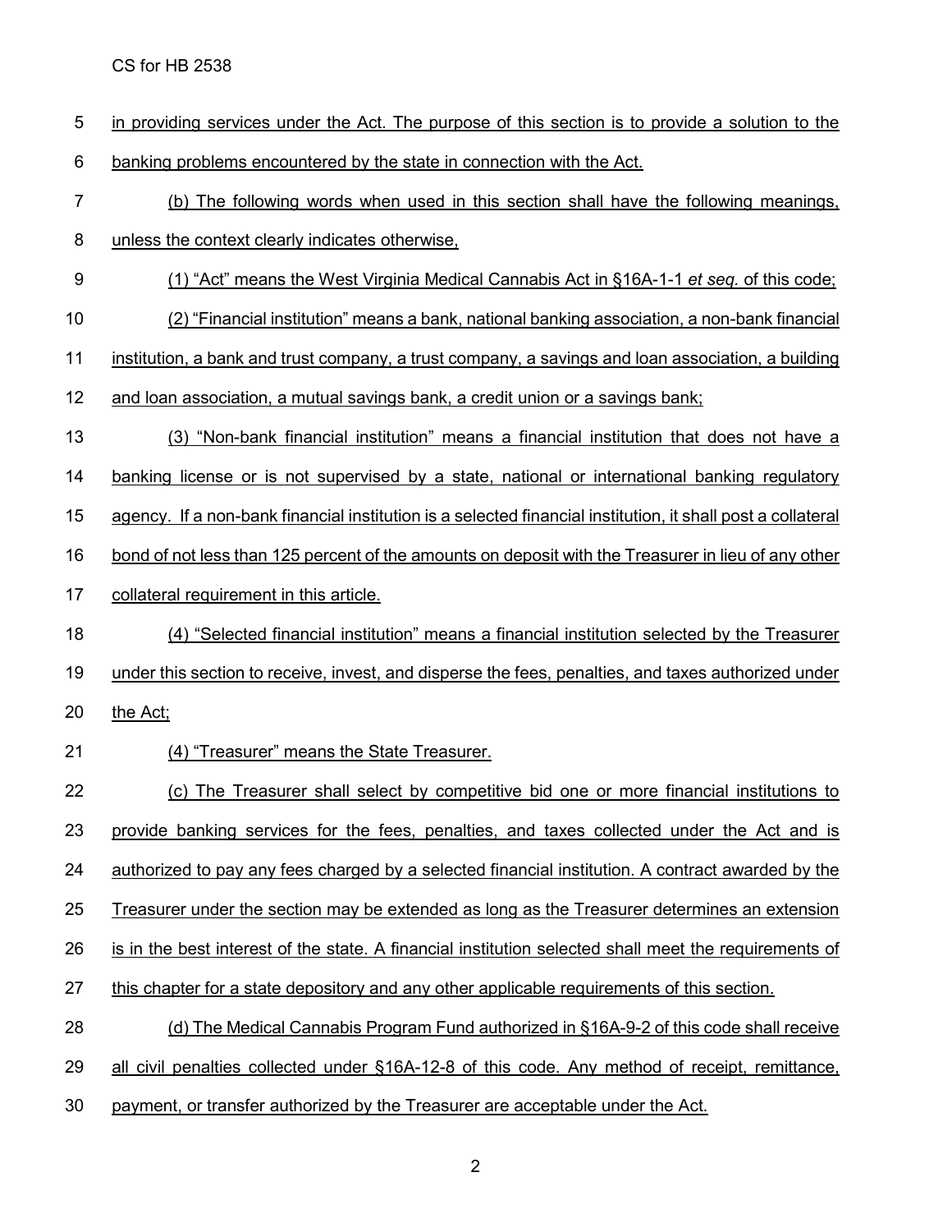in providing services under the Act. The purpose of this section is to provide a solution to the banking problems encountered by the state in connection with the Act.

(b) The following words when used in this section shall have the following meanings, unless the context clearly indicates otherwise,

(1) "Act" means the West Virginia Medical Cannabis Act in §16A-1-1 *et seq.* of this code;

(2) "Financial institution" means a bank, national banking association, a non-bank financial institution, a bank and trust company, a trust company, a savings and loan association, a building and loan association, a mutual savings bank, a credit union or a savings bank;

(3) "Non-bank financial institution" means a financial institution that does not have a banking license or is not supervised by a state, national or international banking regulatory agency. If a non-bank financial institution is a selected financial institution, it shall post a collateral bond of not less than 125 percent of the amounts on deposit with the Treasurer in lieu of any other collateral requirement in this article.

(4) "Selected financial institution" means a financial institution selected by the Treasurer under this section to receive, invest, and disperse the fees, penalties, and taxes authorized under the Act;

(4) "Treasurer" means the State Treasurer.

(c) The Treasurer shall select by competitive bid one or more financial institutions to provide banking services for the fees, penalties, and taxes collected under the Act and is authorized to pay any fees charged by a selected financial institution. A contract awarded by the Treasurer under the section may be extended as long as the Treasurer determines an extension is in the best interest of the state. A financial institution selected shall meet the requirements of this chapter for a state depository and any other applicable requirements of this section.

(d) The Medical Cannabis Program Fund authorized in §16A-9-2 of this code shall receive all civil penalties collected under §16A-12-8 of this code. Any method of receipt, remittance, payment, or transfer authorized by the Treasurer are acceptable under the Act.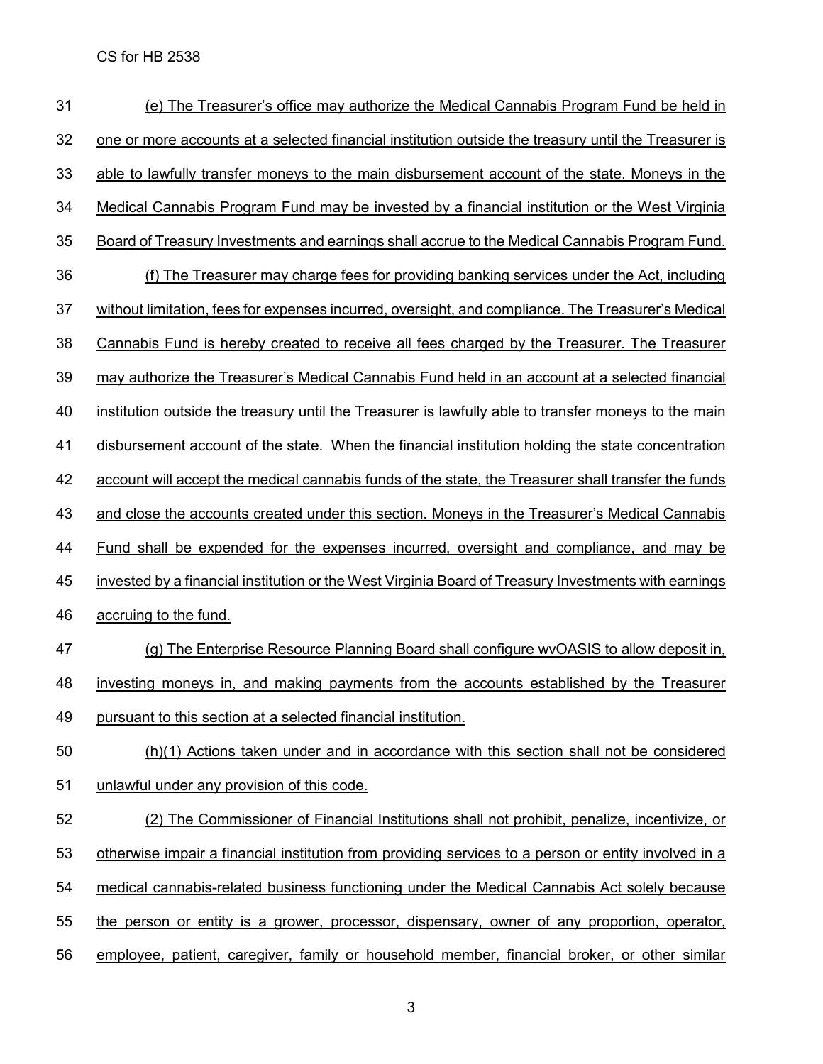(e) The Treasurer's office may authorize the Medical Cannabis Program Fund be held in one or more accounts at a selected financial institution outside the treasury until the Treasurer is able to lawfully transfer moneys to the main disbursement account of the state. Moneys in the Medical Cannabis Program Fund may be invested by a financial institution or the West Virginia Board of Treasury Investments and earnings shall accrue to the Medical Cannabis Program Fund.

(f) The Treasurer may charge fees for providing banking services under the Act, including without limitation, fees for expenses incurred, oversight, and compliance. The Treasurer's Medical Cannabis Fund is hereby created to receive all fees charged by the Treasurer. The Treasurer may authorize the Treasurer's Medical Cannabis Fund held in an account at a selected financial institution outside the treasury until the Treasurer is lawfully able to transfer moneys to the main disbursement account of the state. When the financial institution holding the state concentration account will accept the medical cannabis funds of the state, the Treasurer shall transfer the funds and close the accounts created under this section. Moneys in the Treasurer's Medical Cannabis Fund shall be expended for the expenses incurred, oversight and compliance, and may be invested by a financial institution or the West Virginia Board of Treasury Investments with earnings accruing to the fund.

(g) The Enterprise Resource Planning Board shall configure wvOASIS to allow deposit in, investing moneys in, and making payments from the accounts established by the Treasurer pursuant to this section at a selected financial institution.

(h)(1) Actions taken under and in accordance with this section shall not be considered unlawful under any provision of this code.

(2) The Commissioner of Financial Institutions shall not prohibit, penalize, incentivize, or otherwise impair a financial institution from providing services to a person or entity involved in a medical cannabis-related business functioning under the Medical Cannabis Act solely because the person or entity is a grower, processor, dispensary, owner of any proportion, operator, employee, patient, caregiver, family or household member, financial broker, or other similar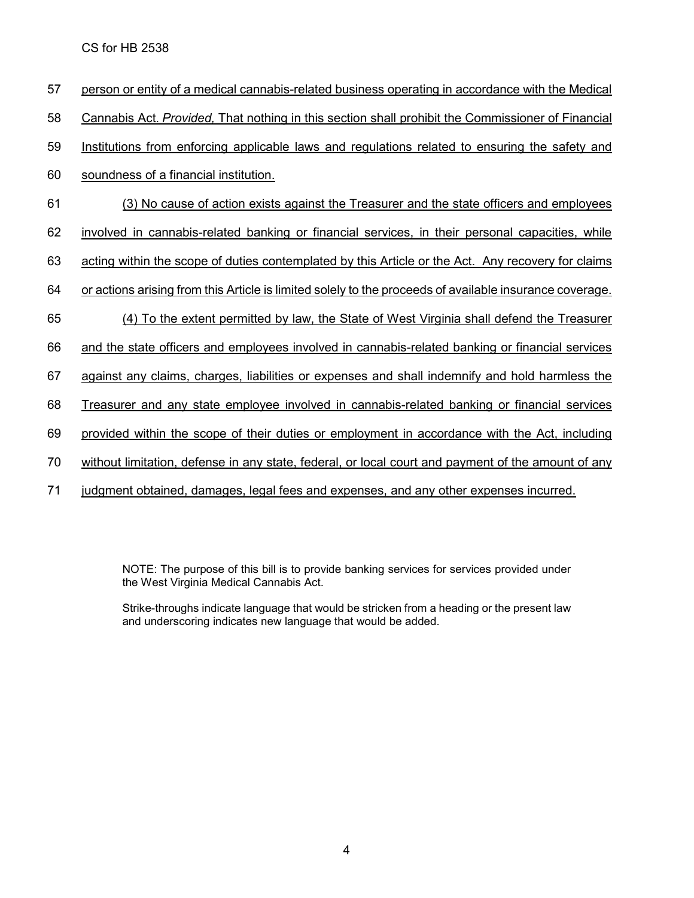person or entity of a medical cannabis-related business operating in accordance with the Medical Cannabis Act. *Provided,* That nothing in this section shall prohibit the Commissioner of Financial Institutions from enforcing applicable laws and regulations related to ensuring the safety and soundness of a financial institution.

(3) No cause of action exists against the Treasurer and the state officers and employees involved in cannabis-related banking or financial services, in their personal capacities, while acting within the scope of duties contemplated by this Article or the Act. Any recovery for claims or actions arising from this Article is limited solely to the proceeds of available insurance coverage.

(4) To the extent permitted by law, the State of West Virginia shall defend the Treasurer and the state officers and employees involved in cannabis-related banking or financial services against any claims, charges, liabilities or expenses and shall indemnify and hold harmless the Treasurer and any state employee involved in cannabis-related banking or financial services provided within the scope of their duties or employment in accordance with the Act, including without limitation, defense in any state, federal, or local court and payment of the amount of any judgment obtained, damages, legal fees and expenses, and any other expenses incurred.

NOTE: The purpose of this bill is to provide banking services for services provided under the West Virginia Medical Cannabis Act.

Strike-throughs indicate language that would be stricken from a heading or the present law and underscoring indicates new language that would be added.